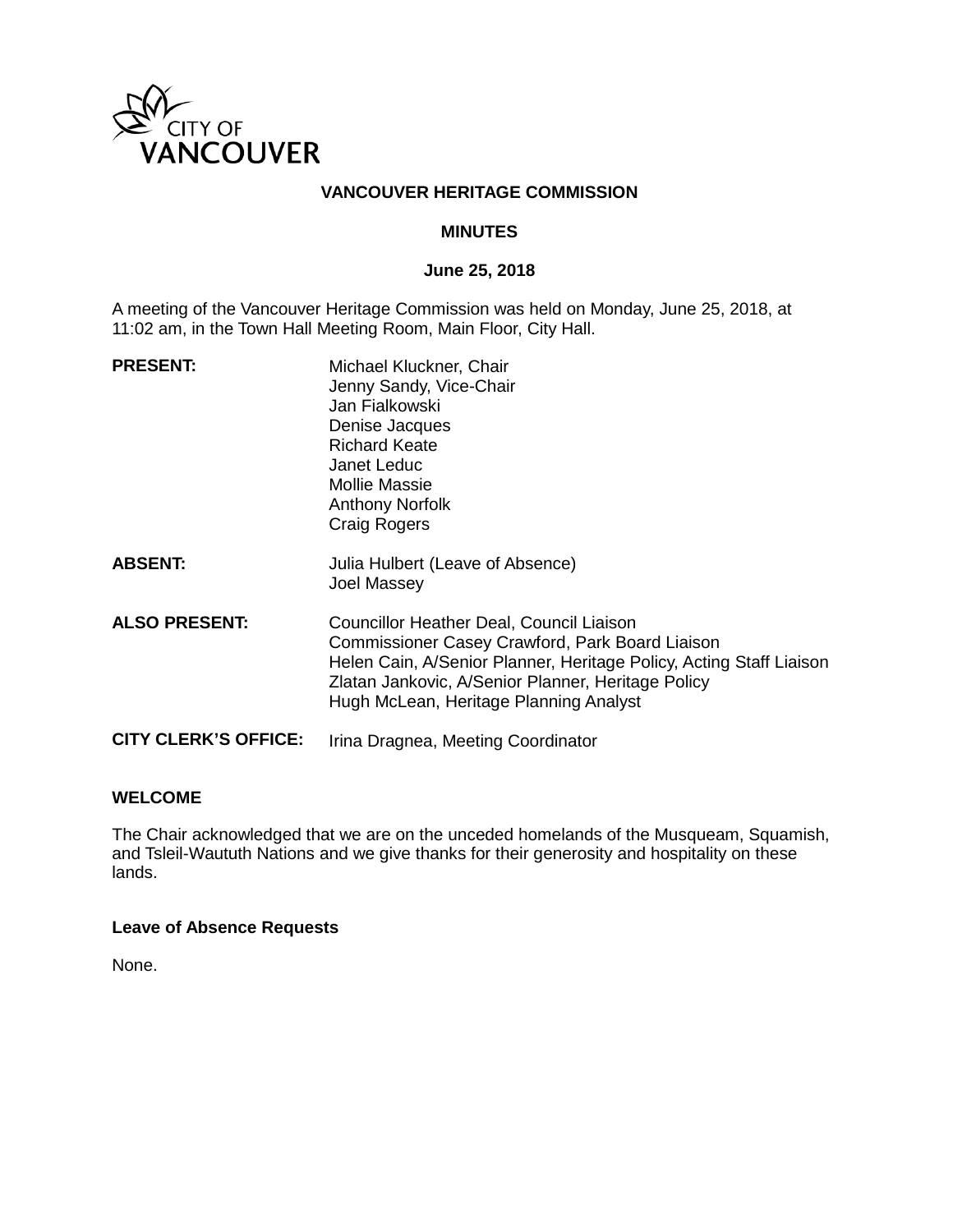CITY OF VANCOUVER

# VANCOUVER HERITAGE COMMISSION

## MINUTES

**June 25, 2018**

A meeting of the Vancouver Heritage Commission was held on Monday, June 25, 2018, at 11:02 am, in the Town Hall Meeting Room, Main Floor, City Hall.

**PRESENT:**
Michael Kluckner, Chair
Jenny Sandy, Vice-Chair
Jan Fialkowski
Denise Jacques
Richard Keate
Janet Leduc
Mollie Massie
Anthony Norfolk
Craig Rogers

**ABSENT:**
Julia Hulbert (Leave of Absence)
Joel Massey

**ALSO PRESENT:**
Councillor Heather Deal, Council Liaison
Commissioner Casey Crawford, Park Board Liaison
Helen Cain, A/Senior Planner, Heritage Policy, Acting Staff Liaison
Zlatan Jankovic, A/Senior Planner, Heritage Policy
Hugh McLean, Heritage Planning Analyst

**CITY CLERK'S OFFICE:**
Irina Dragnea, Meeting Coordinator

### WELCOME

The Chair acknowledged that we are on the unceded homelands of the Musqueam, Squamish, and Tsleil-Waututh Nations and we give thanks for their generosity and hospitality on these lands.

### Leave of Absence Requests

None.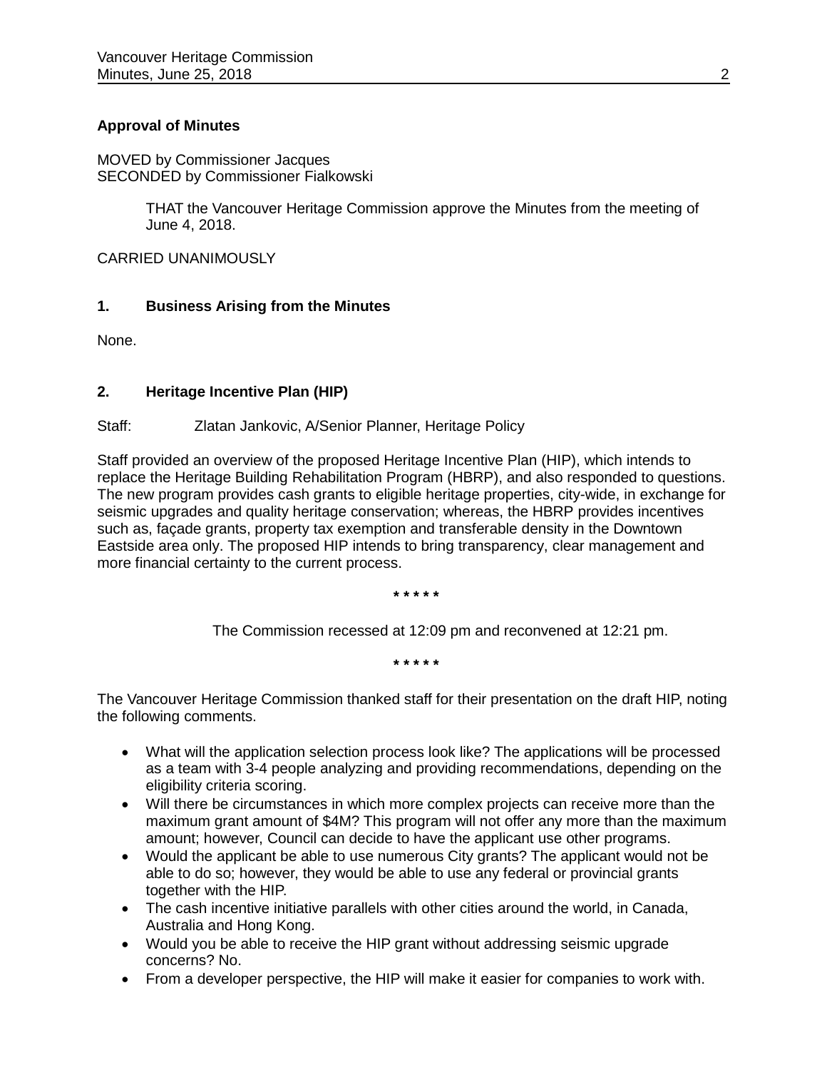**Approval of Minutes**

MOVED by Commissioner Jacques
SECONDED by Commissioner Fialkowski

> THAT the Vancouver Heritage Commission approve the Minutes from the meeting of June 4, 2018.

CARRIED UNANIMOUSLY

## 1. Business Arising from the Minutes

None.

## 2. Heritage Incentive Plan (HIP)

Staff: Zlatan Jankovic, A/Senior Planner, Heritage Policy

Staff provided an overview of the proposed Heritage Incentive Plan (HIP), which intends to replace the Heritage Building Rehabilitation Program (HBRP), and also responded to questions. The new program provides cash grants to eligible heritage properties, city-wide, in exchange for seismic upgrades and quality heritage conservation; whereas, the HBRP provides incentives such as, façade grants, property tax exemption and transferable density in the Downtown Eastside area only. The proposed HIP intends to bring transparency, clear management and more financial certainty to the current process.

\* \* \* \* \*

The Commission recessed at 12:09 pm and reconvened at 12:21 pm.

\* \* \* \* \*

The Vancouver Heritage Commission thanked staff for their presentation on the draft HIP, noting the following comments.

- What will the application selection process look like? The applications will be processed as a team with 3-4 people analyzing and providing recommendations, depending on the eligibility criteria scoring.
- Will there be circumstances in which more complex projects can receive more than the maximum grant amount of $4M? This program will not offer any more than the maximum amount; however, Council can decide to have the applicant use other programs.
- Would the applicant be able to use numerous City grants? The applicant would not be able to do so; however, they would be able to use any federal or provincial grants together with the HIP.
- The cash incentive initiative parallels with other cities around the world, in Canada, Australia and Hong Kong.
- Would you be able to receive the HIP grant without addressing seismic upgrade concerns? No.
- From a developer perspective, the HIP will make it easier for companies to work with.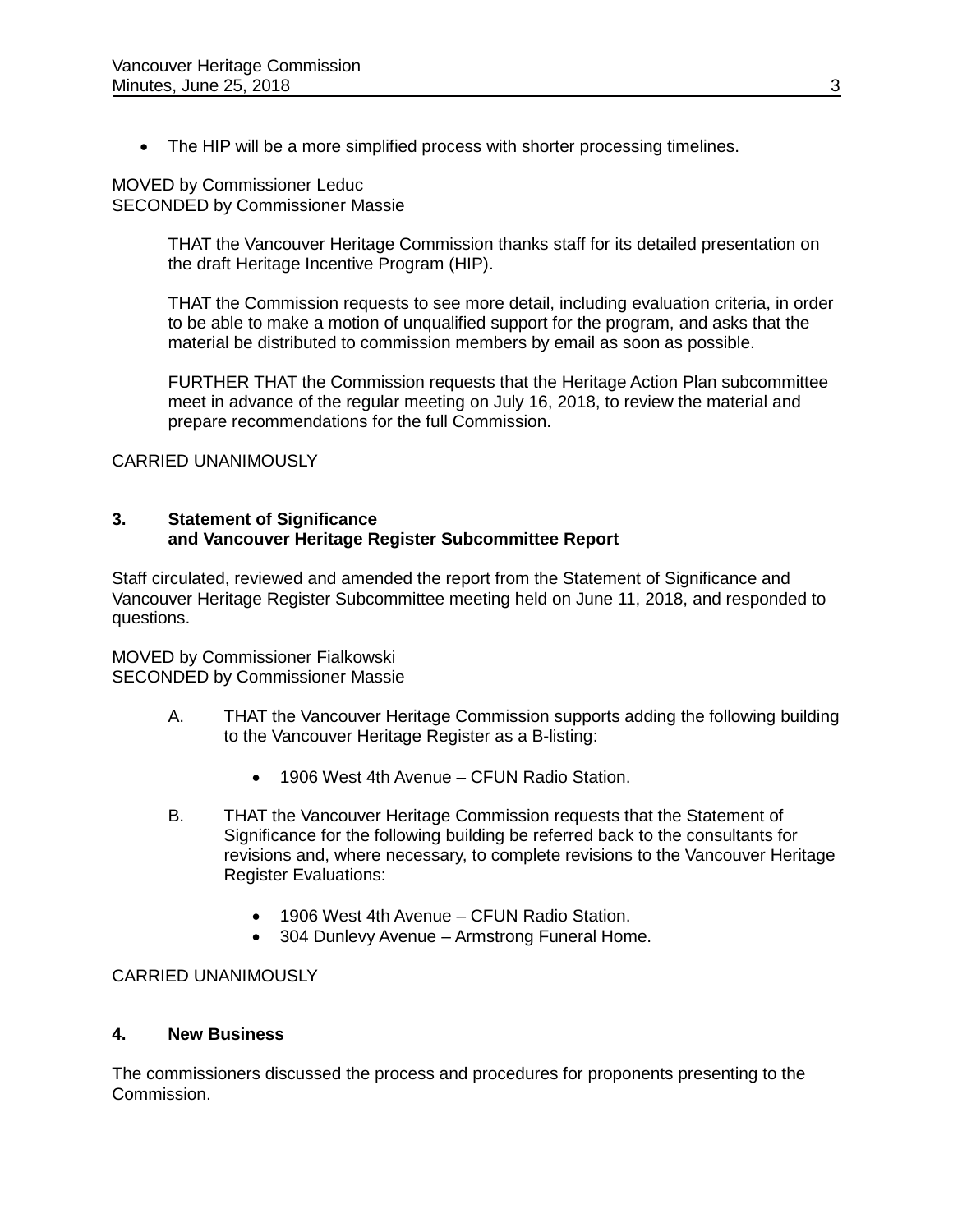- The HIP will be a more simplified process with shorter processing timelines.

MOVED by Commissioner Leduc
SECONDED by Commissioner Massie

> THAT the Vancouver Heritage Commission thanks staff for its detailed presentation on the draft Heritage Incentive Program (HIP).
>
> THAT the Commission requests to see more detail, including evaluation criteria, in order to be able to make a motion of unqualified support for the program, and asks that the material be distributed to commission members by email as soon as possible.
>
> FURTHER THAT the Commission requests that the Heritage Action Plan subcommittee meet in advance of the regular meeting on July 16, 2018, to review the material and prepare recommendations for the full Commission.

CARRIED UNANIMOUSLY

### 3. Statement of Significance and Vancouver Heritage Register Subcommittee Report

Staff circulated, reviewed and amended the report from the Statement of Significance and Vancouver Heritage Register Subcommittee meeting held on June 11, 2018, and responded to questions.

MOVED by Commissioner Fialkowski
SECONDED by Commissioner Massie

> A. THAT the Vancouver Heritage Commission supports adding the following building to the Vancouver Heritage Register as a B-listing:
>
> - 1906 West 4th Avenue – CFUN Radio Station.
>
> B. THAT the Vancouver Heritage Commission requests that the Statement of Significance for the following building be referred back to the consultants for revisions and, where necessary, to complete revisions to the Vancouver Heritage Register Evaluations:
>
> - 1906 West 4th Avenue – CFUN Radio Station.
> - 304 Dunlevy Avenue – Armstrong Funeral Home.

CARRIED UNANIMOUSLY

### 4. New Business

The commissioners discussed the process and procedures for proponents presenting to the Commission.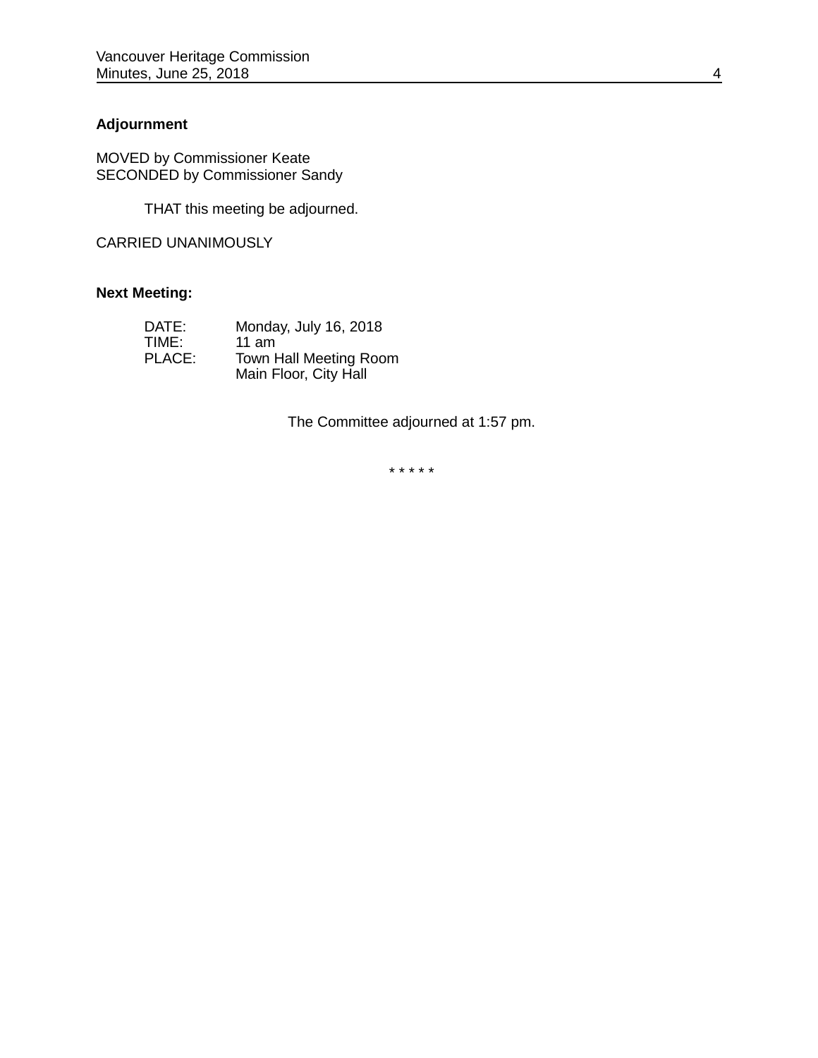**Adjournment**

MOVED by Commissioner Keate
SECONDED by Commissioner Sandy

THAT this meeting be adjourned.

CARRIED UNANIMOUSLY

**Next Meeting:**

| | |
|---|---|
| DATE: | Monday, July 16, 2018 |
| TIME: | 11 am |
| PLACE: | Town Hall Meeting Room<br>Main Floor, City Hall |

The Committee adjourned at 1:57 pm.

* * * * *